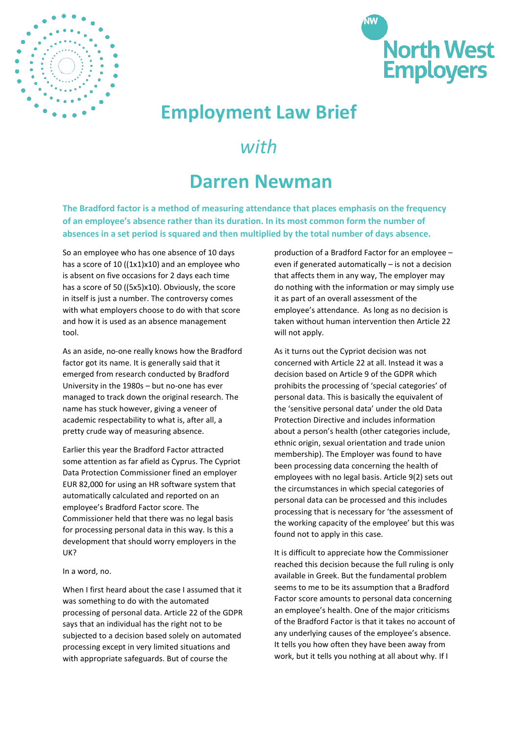# Employment Law Brief

*with*

# Darren Newman

**The Bradford factor is a method of measuring attendance that places emphasis on the frequency of an employee's absence rather than its duration. In its most common form the number of absences in a set period is squared and then multiplied by the total number of days absence.**

So an employee who has one absence of 10 days has a score of 10 ((1x1)x10) and an employee who is absent on five occasions for 2 days each time has a score of 50 ((5x5)x10). Obviously, the score in itself is just a number. The controversy comes with what employers choose to do with that score and how it is used as an absence management tool.

As an aside, no-one really knows how the Bradford factor got its name. It is generally said that it emerged from research conducted by Bradford University in the 1980s – but no-one has ever managed to track down the original research. The name has stuck however, giving a veneer of academic respectability to what is, after all, a pretty crude way of measuring absence.

Earlier this year the Bradford Factor attracted some attention as far afield as Cyprus. The Cypriot Data Protection Commissioner fined an employer EUR 82,000 for using an HR software system that automatically calculated and reported on an employee's Bradford Factor score. The Commissioner held that there was no legal basis for processing personal data in this way. Is this a development that should worry employers in the UK?

In a word, no.

When I first heard about the case I assumed that it was something to do with the automated processing of personal data. Article 22 of the GDPR says that an individual has the right not to be subjected to a decision based solely on automated processing except in very limited situations and with appropriate safeguards. But of course the production of a Bradford Factor for an employee – even if generated automatically – is not a decision that affects them in any way, The employer may do nothing with the information or may simply use it as part of an overall assessment of the employee's attendance. As long as no decision is taken without human intervention then Article 22 will not apply.

As it turns out the Cypriot decision was not concerned with Article 22 at all. Instead it was a decision based on Article 9 of the GDPR which prohibits the processing of 'special categories' of personal data. This is basically the equivalent of the 'sensitive personal data' under the old Data Protection Directive and includes information about a person's health (other categories include, ethnic origin, sexual orientation and trade union membership). The Employer was found to have been processing data concerning the health of employees with no legal basis. Article 9(2) sets out the circumstances in which special categories of personal data can be processed and this includes processing that is necessary for 'the assessment of the working capacity of the employee' but this was found not to apply in this case.

It is difficult to appreciate how the Commissioner reached this decision because the full ruling is only available in Greek. But the fundamental problem seems to me to be its assumption that a Bradford Factor score amounts to personal data concerning an employee's health. One of the major criticisms of the Bradford Factor is that it takes no account of any underlying causes of the employee's absence. It tells you how often they have been away from work, but it tells you nothing at all about why. If I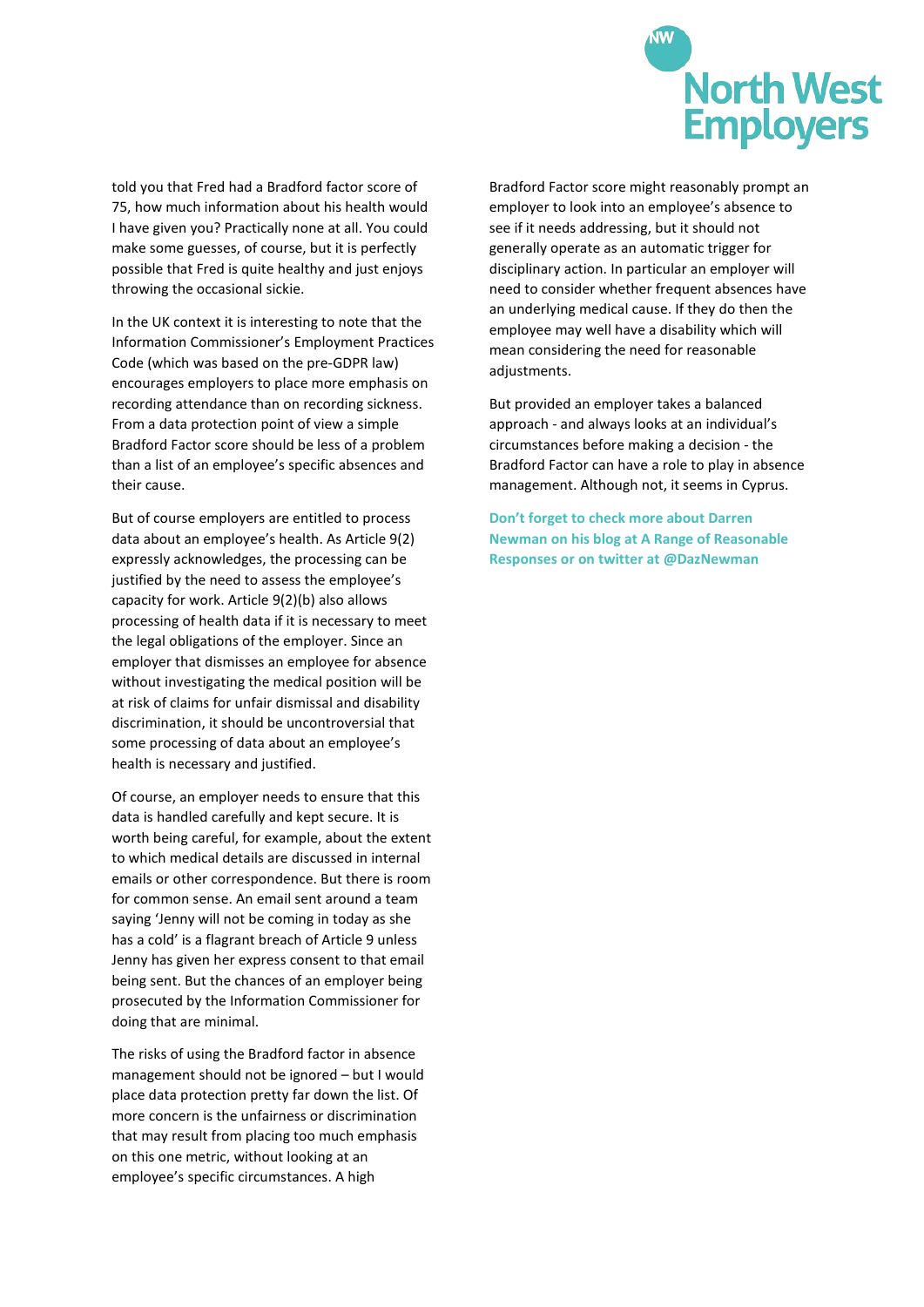told you that Fred had a Bradford factor score of 75, how much information about his health would I have given you? Practically none at all. You could make some guesses, of course, but it is perfectly possible that Fred is quite healthy and just enjoys throwing the occasional sickie.

In the UK context it is interesting to note that the Information Commissioner's Employment Practices Code (which was based on the pre-GDPR law) encourages employers to place more emphasis on recording attendance than on recording sickness. From a data protection point of view a simple Bradford Factor score should be less of a problem than a list of an employee's specific absences and their cause.

But of course employers are entitled to process data about an employee's health. As Article 9(2) expressly acknowledges, the processing can be justified by the need to assess the employee's capacity for work. Article 9(2)(b) also allows processing of health data if it is necessary to meet the legal obligations of the employer. Since an employer that dismisses an employee for absence without investigating the medical position will be at risk of claims for unfair dismissal and disability discrimination, it should be uncontroversial that some processing of data about an employee's health is necessary and justified.

Of course, an employer needs to ensure that this data is handled carefully and kept secure. It is worth being careful, for example, about the extent to which medical details are discussed in internal emails or other correspondence. But there is room for common sense. An email sent around a team saying 'Jenny will not be coming in today as she has a cold' is a flagrant breach of Article 9 unless Jenny has given her express consent to that email being sent. But the chances of an employer being prosecuted by the Information Commissioner for doing that are minimal.

The risks of using the Bradford factor in absence management should not be ignored – but I would place data protection pretty far down the list. Of more concern is the unfairness or discrimination that may result from placing too much emphasis on this one metric, without looking at an employee's specific circumstances. A high Bradford Factor score might reasonably prompt an employer to look into an employee's absence to see if it needs addressing, but it should not generally operate as an automatic trigger for disciplinary action. In particular an employer will need to consider whether frequent absences have an underlying medical cause. If they do then the employee may well have a disability which will mean considering the need for reasonable adjustments.

But provided an employer takes a balanced approach - and always looks at an individual's circumstances before making a decision - the Bradford Factor can have a role to play in absence management. Although not, it seems in Cyprus.

**Don't forget to check more about Darren Newman on his blog at A Range of Reasonable Responses or on twitter at @DazNewman**